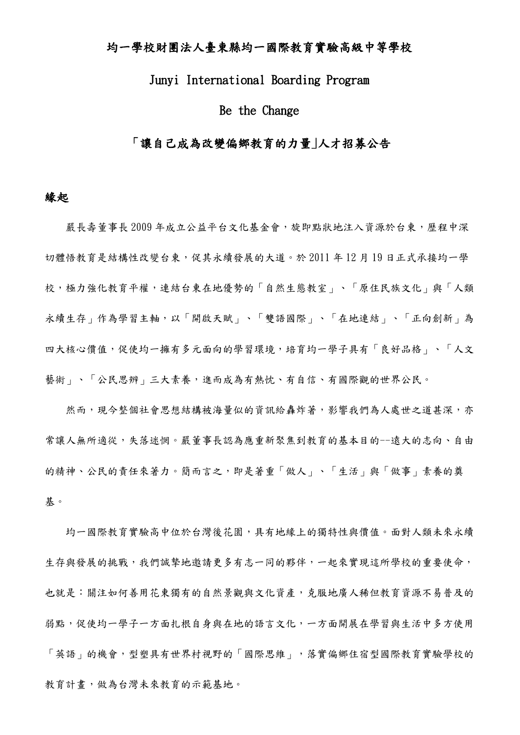# 均一學校財團法人臺東縣均一國際教育實驗高級中等學校

# Junyi International Boarding Program

# Be the Change

# 「讓自己成為改變偏鄉教育的力量」人才招募公告

## 緣起

嚴長壽董事長2009年成立公益平台文化基金會，旋即點狀地注入資源於台東，歷程中深切體悟教育是結構性改變台東，促其永續發展的大道。於2011年12月19日正式承接均一學校，極力強化教育平權，連結台東在地優勢的「自然生態教室」、「原住民族文化」與「人類永續生存」作為學習主軸，以「開啟天賦」、「雙語國際」、「在地連結」、「正向創新」為四大核心價值，促使均一擁有多元面向的學習環境，培育均一學子具有「良好品格」、「人文藝術」、「公民思辨」三大素養，進而成為有熱忱、有自信、有國際觀的世界公民。

然而，現今整個社會思想結構被海量似的資訊給轟炸著，影響我們為人處世之道甚深，亦常讓人無所適從，失落迷惘。嚴董事長認為應重新聚焦到教育的基本目的--遠大的志向、自由的精神、公民的責任來著力。簡而言之，即是著重「做人」、「生活」與「做事」素養的奠基。

均一國際教育實驗高中位於台灣後花園，具有地緣上的獨特性與價值。面對人類未來永續生存與發展的挑戰，我們誠摯地邀請更多有志一同的夥伴，一起來實現這所學校的重要使命，也就是：關注如何善用花東獨有的自然景觀與文化資產，克服地廣人稀但教育資源不易普及的弱點，促使均一學子一方面扎根自身與在地的語言文化，一方面開展在學習與生活中多方使用「英語」的機會，型塑具有世界村視野的「國際思維」，落實偏鄉住宿型國際教育實驗學校的教育計畫，做為台灣未來教育的示範基地。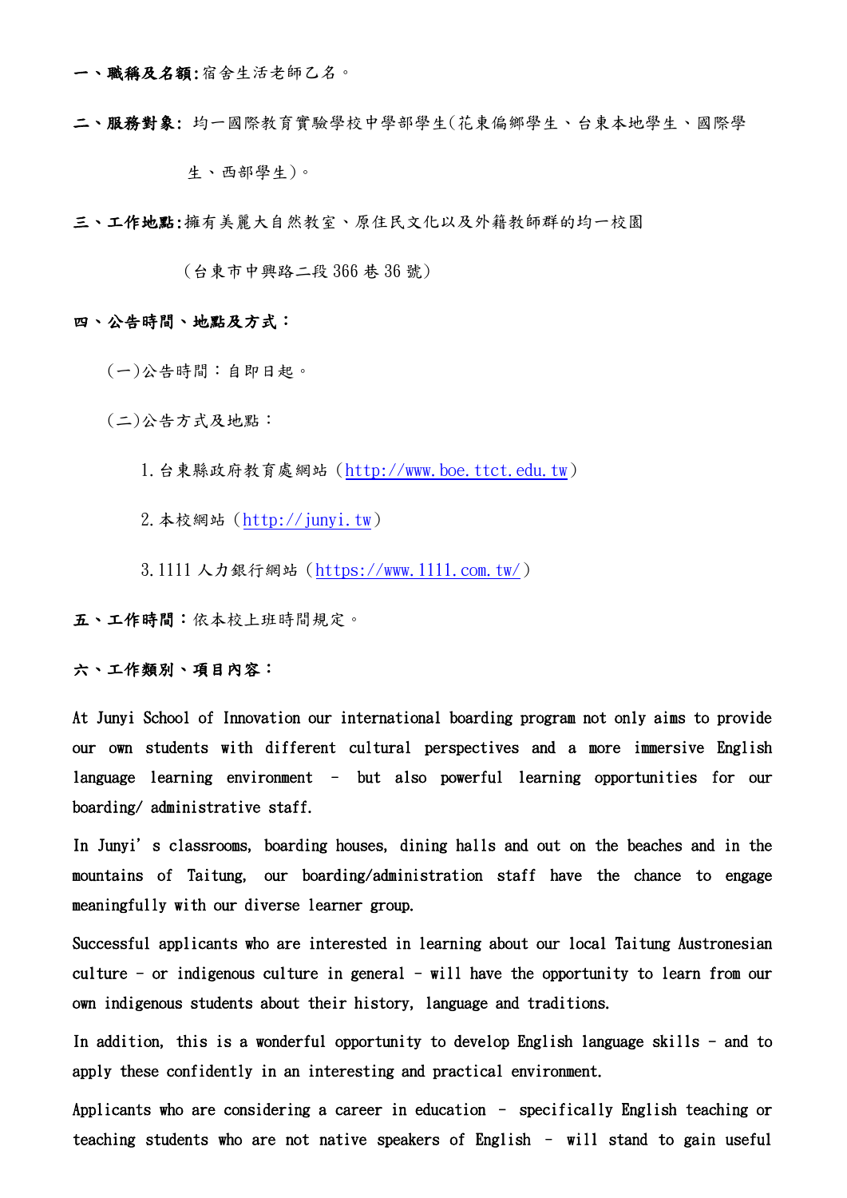**一、職稱及名額:**宿舍生活老師乙名。

**二、服務對象:** 均一國際教育實驗學校中學部學生(花東偏鄉學生、台東本地學生、國際學生、西部學生)。

**三、工作地點:**擁有美麗大自然教室、原住民文化以及外籍教師群的均一校園（台東市中興路二段 366 巷 36 號）

**四、公告時間、地點及方式：**

(一)公告時間：自即日起。

(二)公告方式及地點：

1. 台東縣政府教育處網站（http://www.boe.ttct.edu.tw）
2. 本校網站（http://junyi.tw）
3. 1111 人力銀行網站（https://www.1111.com.tw/）

**五、工作時間：**依本校上班時間規定。

**六、工作類別、項目內容：**

At Junyi School of Innovation our international boarding program not only aims to provide our own students with different cultural perspectives and a more immersive English language learning environment – but also powerful learning opportunities for our boarding/ administrative staff.

In Junyi's classrooms, boarding houses, dining halls and out on the beaches and in the mountains of Taitung, our boarding/administration staff have the chance to engage meaningfully with our diverse learner group.

Successful applicants who are interested in learning about our local Taitung Austronesian culture - or indigenous culture in general - will have the opportunity to learn from our own indigenous students about their history, language and traditions.

In addition, this is a wonderful opportunity to develop English language skills - and to apply these confidently in an interesting and practical environment.

Applicants who are considering a career in education – specifically English teaching or teaching students who are not native speakers of English – will stand to gain useful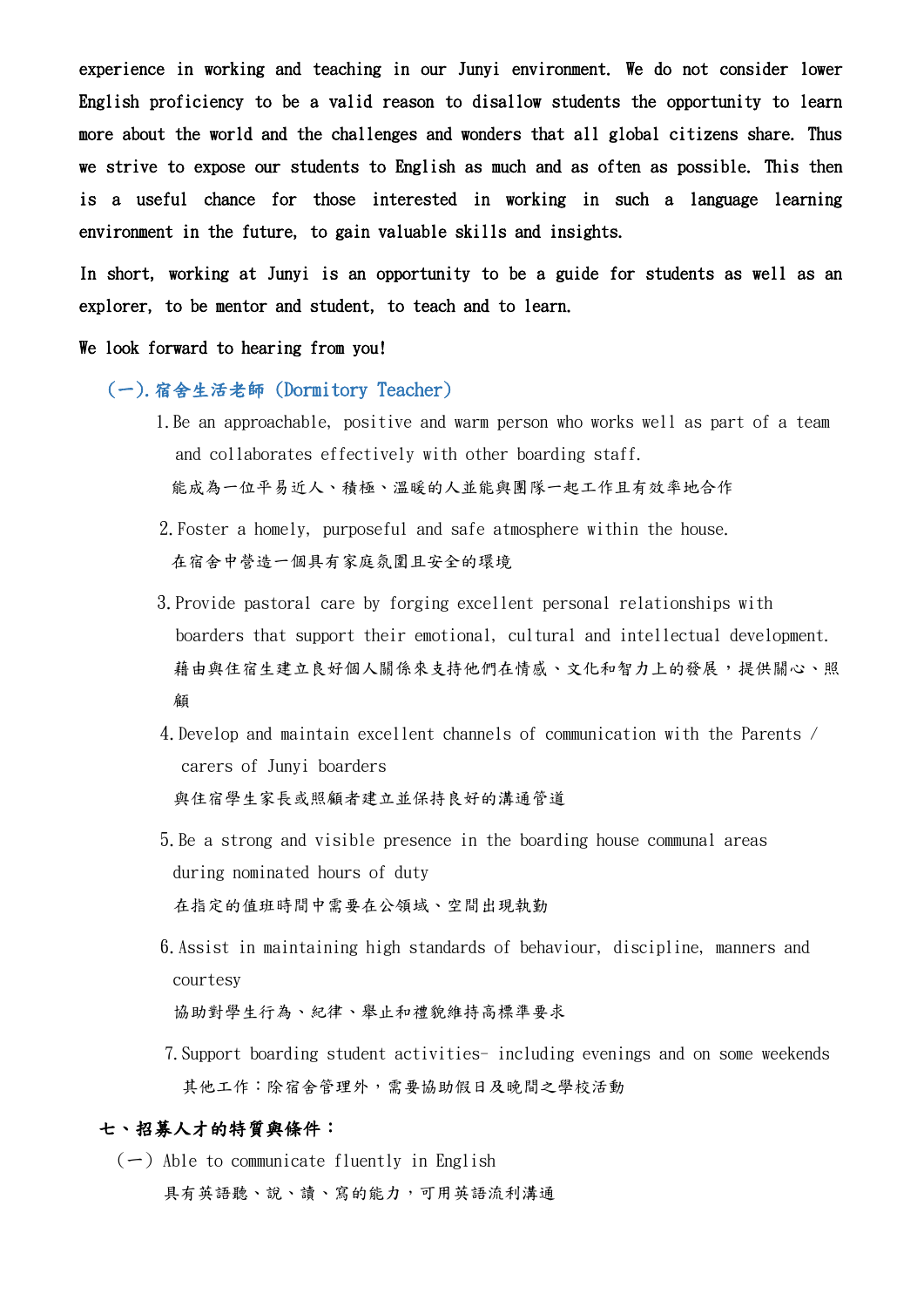experience in working and teaching in our Junyi environment. We do not consider lower English proficiency to be a valid reason to disallow students the opportunity to learn more about the world and the challenges and wonders that all global citizens share. Thus we strive to expose our students to English as much and as often as possible. This then is a useful chance for those interested in working in such a language learning environment in the future, to gain valuable skills and insights.

In short, working at Junyi is an opportunity to be a guide for students as well as an explorer, to be mentor and student, to teach and to learn.

We look forward to hearing from you!

### (一).宿舍生活老師 (Dormitory Teacher)

1. Be an approachable, positive and warm person who works well as part of a team and collaborates effectively with other boarding staff.
   能成為一位平易近人、積極、溫暖的人並能與團隊一起工作且有效率地合作

2. Foster a homely, purposeful and safe atmosphere within the house.
   在宿舍中營造一個具有家庭氛圍且安全的環境

3. Provide pastoral care by forging excellent personal relationships with boarders that support their emotional, cultural and intellectual development.
   藉由與住宿生建立良好個人關係來支持他們在情感、文化和智力上的發展，提供關心、照顧

4. Develop and maintain excellent channels of communication with the Parents / carers of Junyi boarders
   與住宿學生家長或照顧者建立並保持良好的溝通管道

5. Be a strong and visible presence in the boarding house communal areas during nominated hours of duty
   在指定的值班時間中需要在公領域、空間出現執勤

6. Assist in maintaining high standards of behaviour, discipline, manners and courtesy
   協助對學生行為、紀律、舉止和禮貌維持高標準要求

7. Support boarding student activities- including evenings and on some weekends
   其他工作：除宿舍管理外，需要協助假日及晚間之學校活動

## 七、招募人才的特質與條件：

(一) Able to communicate fluently in English
具有英語聽、說、讀、寫的能力，可用英語流利溝通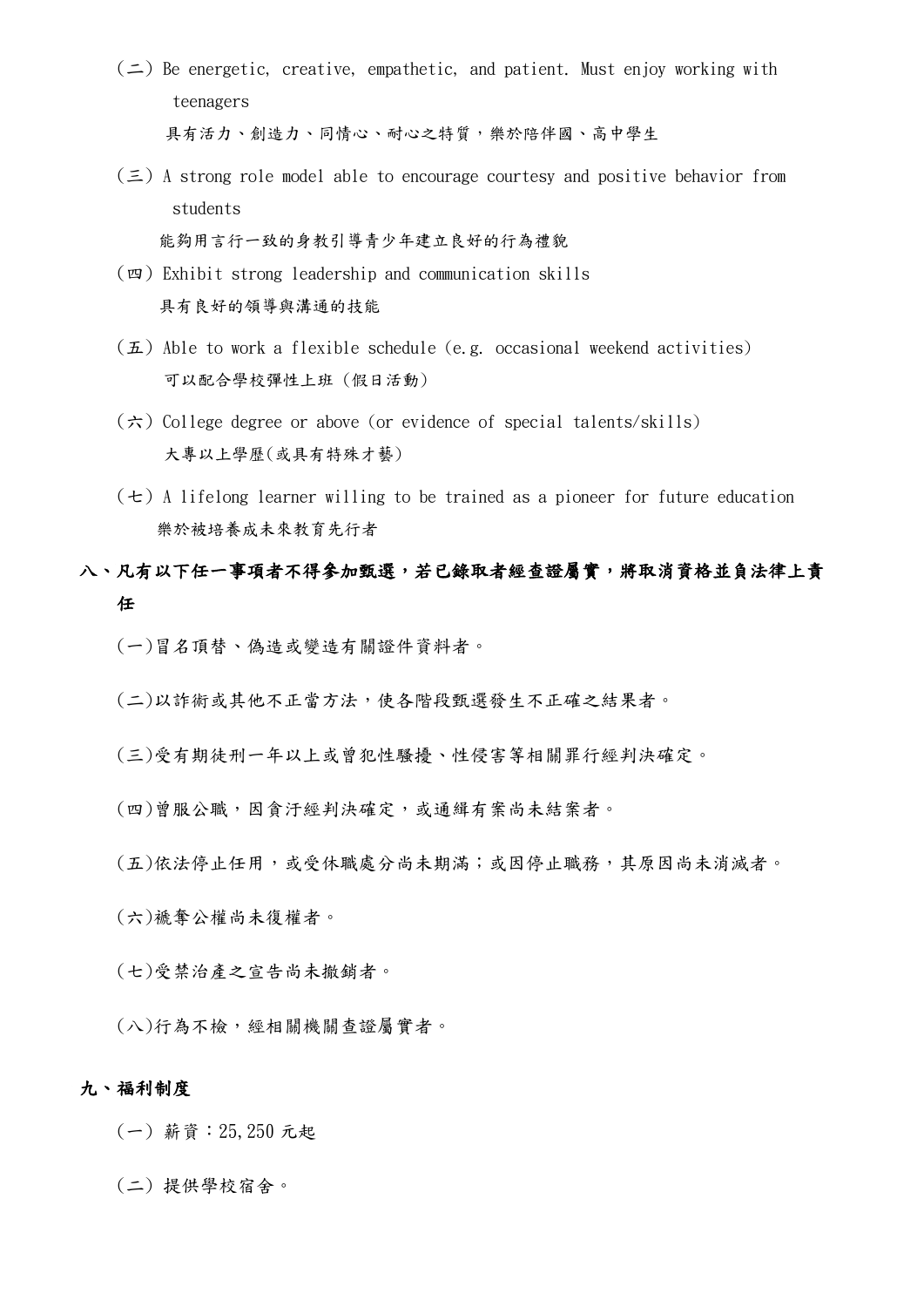（二）Be energetic, creative, empathetic, and patient. Must enjoy working with teenagers

具有活力、創造力、同情心、耐心之特質，樂於陪伴國、高中學生

（三）A strong role model able to encourage courtesy and positive behavior from students

能夠用言行一致的身教引導青少年建立良好的行為禮貌

（四）Exhibit strong leadership and communication skills

具有良好的領導與溝通的技能

（五）Able to work a flexible schedule (e.g. occasional weekend activities)

可以配合學校彈性上班（假日活動）

（六）College degree or above (or evidence of special talents/skills)

大專以上學歷(或具有特殊才藝)

（七）A lifelong learner willing to be trained as a pioneer for future education

樂於被培養成未來教育先行者

## 八、凡有以下任一事項者不得參加甄選，若已錄取者經查證屬實，將取消資格並負法律上責任

(一)冒名頂替、偽造或變造有關證件資料者。

(二)以詐術或其他不正當方法，使各階段甄選發生不正確之結果者。

(三)受有期徒刑一年以上或曾犯性騷擾、性侵害等相關罪行經判決確定。

(四)曾服公職，因貪汙經判決確定，或通緝有案尚未結案者。

(五)依法停止任用，或受休職處分尚未期滿；或因停止職務，其原因尚未消滅者。

(六)褫奪公權尚未復權者。

(七)受禁治產之宣告尚未撤銷者。

(八)行為不檢，經相關機關查證屬實者。

## 九、福利制度

（一）薪資：25,250 元起

（二）提供學校宿舍。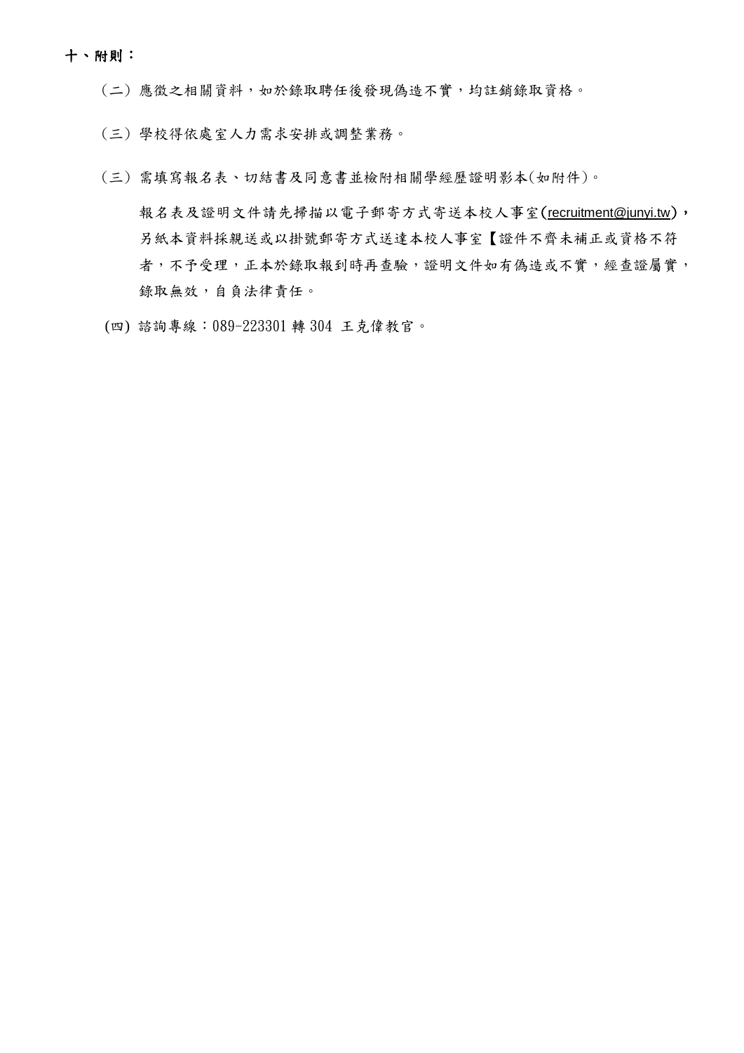## 十、附則：

（二）應徵之相關資料，如於錄取聘任後發現偽造不實，均註銷錄取資格。

（三）學校得依處室人力需求安排或調整業務。

（三）需填寫報名表、切結書及同意書並檢附相關學經歷證明影本(如附件)。

報名表及證明文件請先掃描以電子郵寄方式寄送本校人事室(recruitment@junyi.tw)，另紙本資料採親送或以掛號郵寄方式送達本校人事室【證件不齊未補正或資格不符者，不予受理，正本於錄取報到時再查驗，證明文件如有偽造或不實，經查證屬實，錄取無效，自負法律責任。

(四) 諮詢專線：089-223301 轉 304 王克偉教官。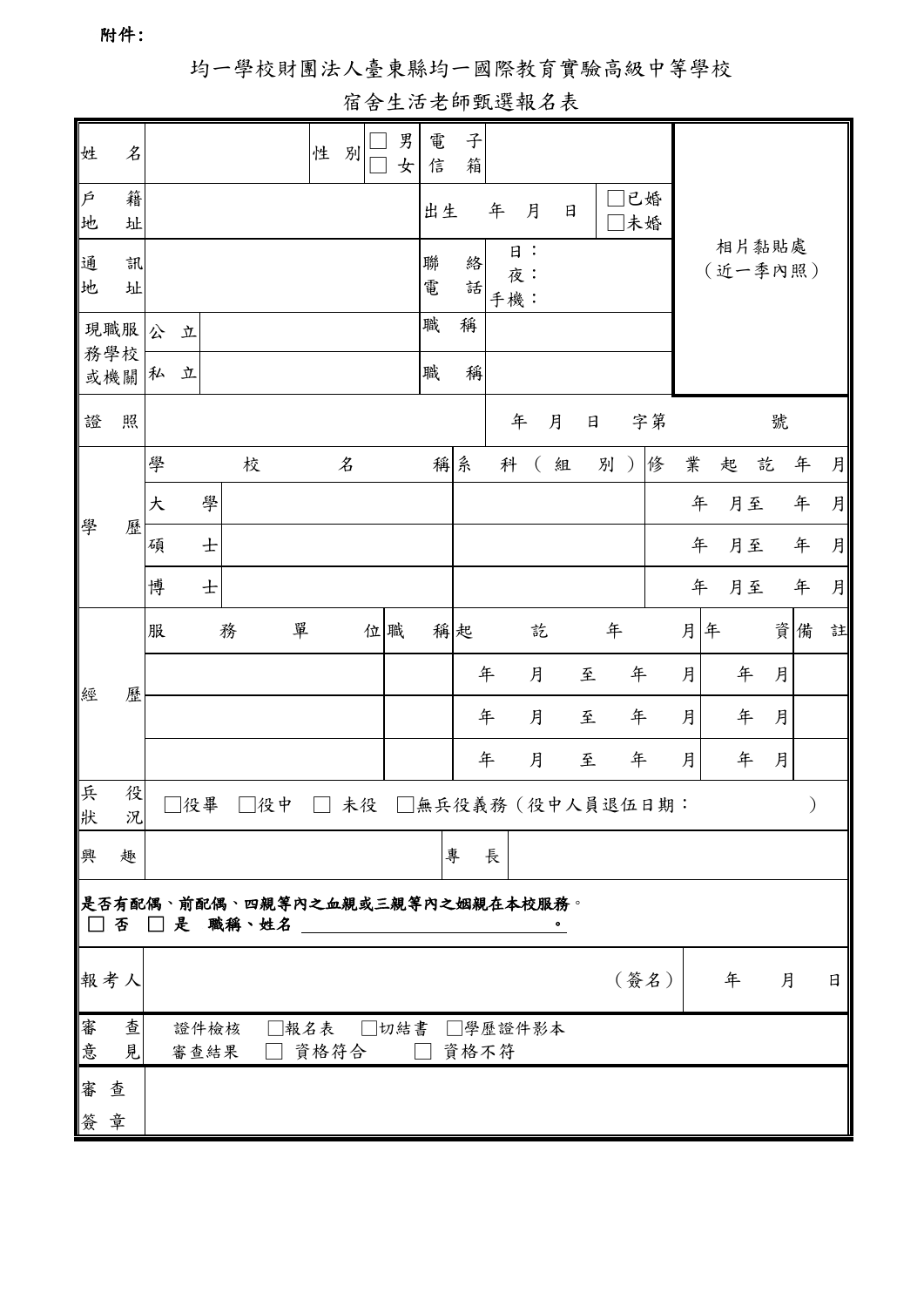附件：

# 均一學校財團法人臺東縣均一國際教育實驗高級中等學校

## 宿舍生活老師甄選報名表

| 姓名 | | 性別 | □男 □女 | 電子信箱 | | 相片黏貼處（近一季內照） |
|---|---|---|---|---|---|---|
| 戶籍地址 | | | | 出生　年　月　日 | □已婚 □未婚 | |
| 通訊地址 | | | | 聯絡電話 | 日：<br>夜：<br>手機： | |
| 現職服務學校或機關 | 公立 | | | 職稱 | | |
| | 私立 | | | 職稱 | | |
| 證照 | | | | 年　月　日　字第　號 | | |

| 學歷 | 學校名稱 | 系科（組別） | 修業起訖年月 |
|---|---|---|---|
| | 大學 | | 年　月至　年　月 |
| | 碩士 | | 年　月至　年　月 |
| | 博士 | | 年　月至　年　月 |

| 經歷 | 服務單位 | 職稱 | 起訖年月 | 年資 | 備註 |
|---|---|---|---|---|---|
| | | | 年　月　至　年　月 | 年　月 | |
| | | | 年　月　至　年　月 | 年　月 | |
| | | | 年　月　至　年　月 | 年　月 | |

| 兵役狀況 | □役畢 □役中 □未役 □無兵役義務（役中人員退伍日期：　　　） | | |
|---|---|---|---|
| 興趣 | | 專長 | |

**是否有配偶、前配偶、四親等內之血親或三親等內之姻親在本校服務。**
**□否 □是 職稱、姓名 ＿＿＿＿＿＿＿＿＿＿＿＿＿＿＿＿。**

| 報考人 | （簽名） | 年　月　日 |
|---|---|---|
| 審查意見 | 證件檢核 □報名表 □切結書 □學歷證件影本<br>審查結果 □資格符合 □資格不符 | |
| 審查簽章 | | |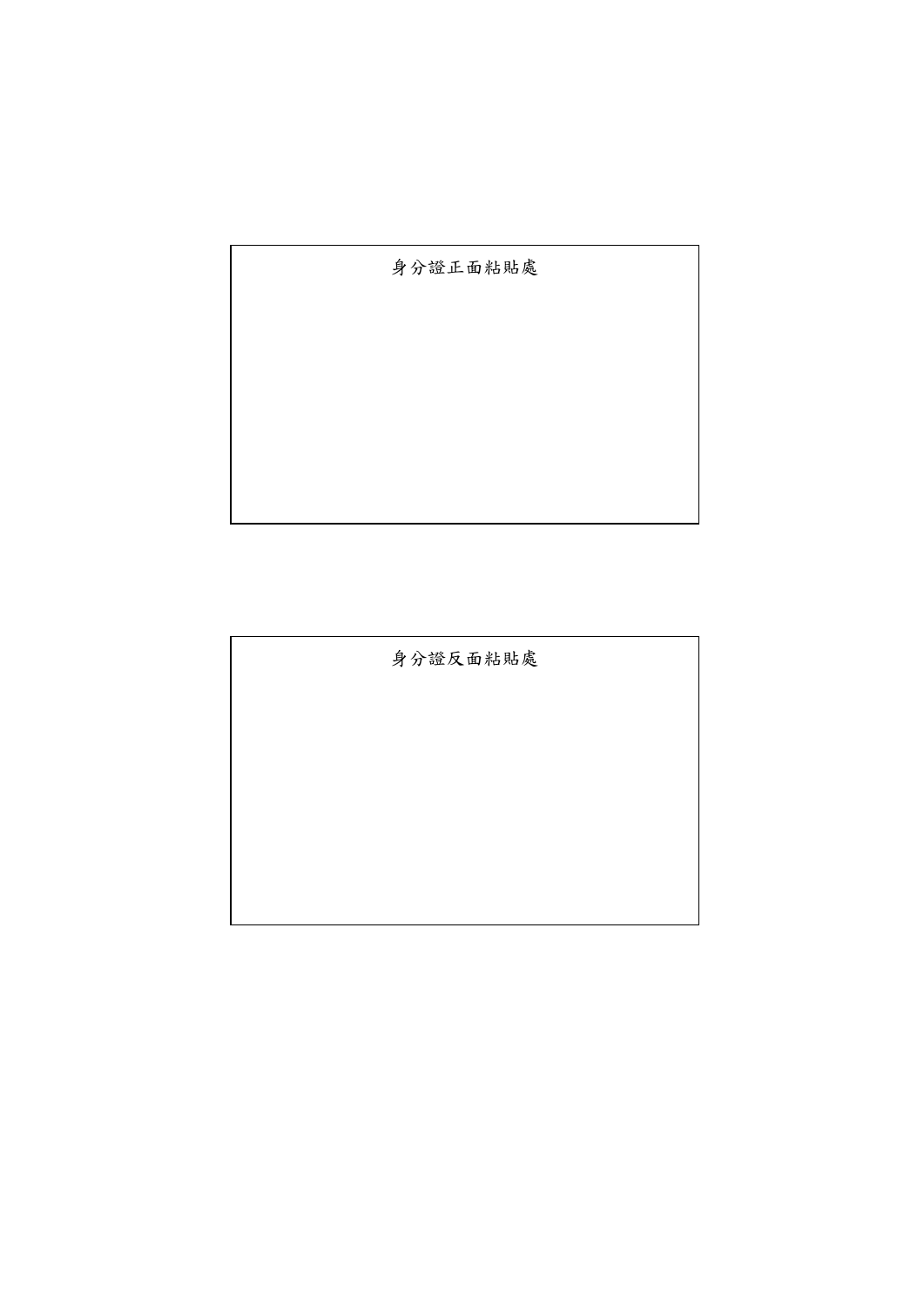| 身分證正面粘貼處 |
| --- |
| |

| 身分證反面粘貼處 |
| --- |
| |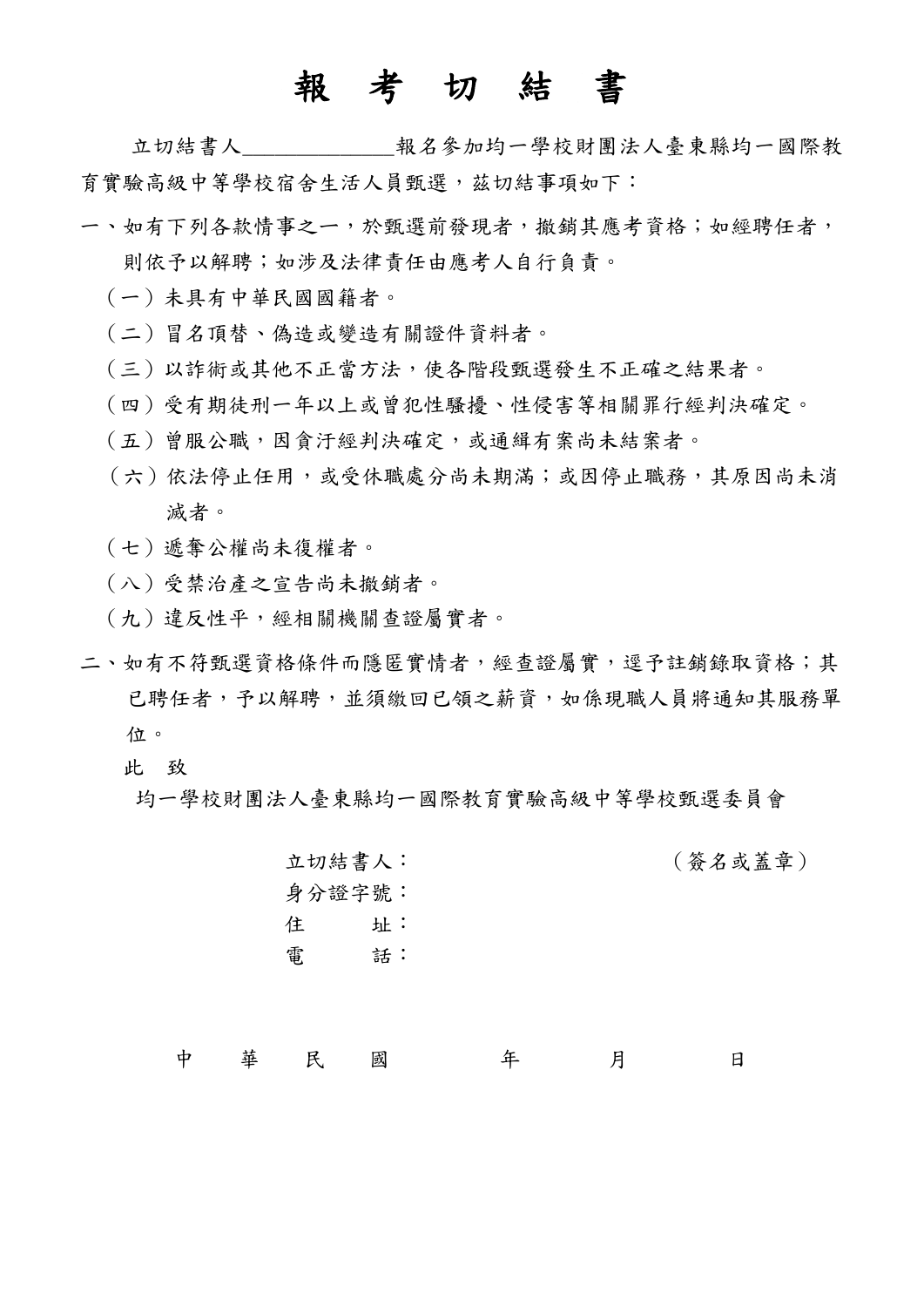# 報 考 切 結 書

立切結書人______________報名參加均一學校財團法人臺東縣均一國際教育實驗高級中等學校宿舍生活人員甄選，茲切結事項如下：

一、如有下列各款情事之一，於甄選前發現者，撤銷其應考資格；如經聘任者，則依予以解聘；如涉及法律責任由應考人自行負責。

（一）未具有中華民國國籍者。

（二）冒名頂替、偽造或變造有關證件資料者。

（三）以詐術或其他不正當方法，使各階段甄選發生不正確之結果者。

（四）受有期徒刑一年以上或曾犯性騷擾、性侵害等相關罪行經判決確定。

（五）曾服公職，因貪汙經判決確定，或通緝有案尚未結案者。

（六）依法停止任用，或受休職處分尚未期滿；或因停止職務，其原因尚未消滅者。

（七）褫奪公權尚未復權者。

（八）受禁治產之宣告尚未撤銷者。

（九）違反性平，經相關機關查證屬實者。

二、如有不符甄選資格條件而隱匿實情者，經查證屬實，逕予註銷錄取資格；其已聘任者，予以解聘，並須繳回已領之薪資，如係現職人員將通知其服務單位。

此 致

均一學校財團法人臺東縣均一國際教育實驗高級中等學校甄選委員會

立切結書人：　　　　　　　　　　（簽名或蓋章）

身分證字號：

住　　址：

電　　話：

中　華　民　國　　　年　　　月　　　日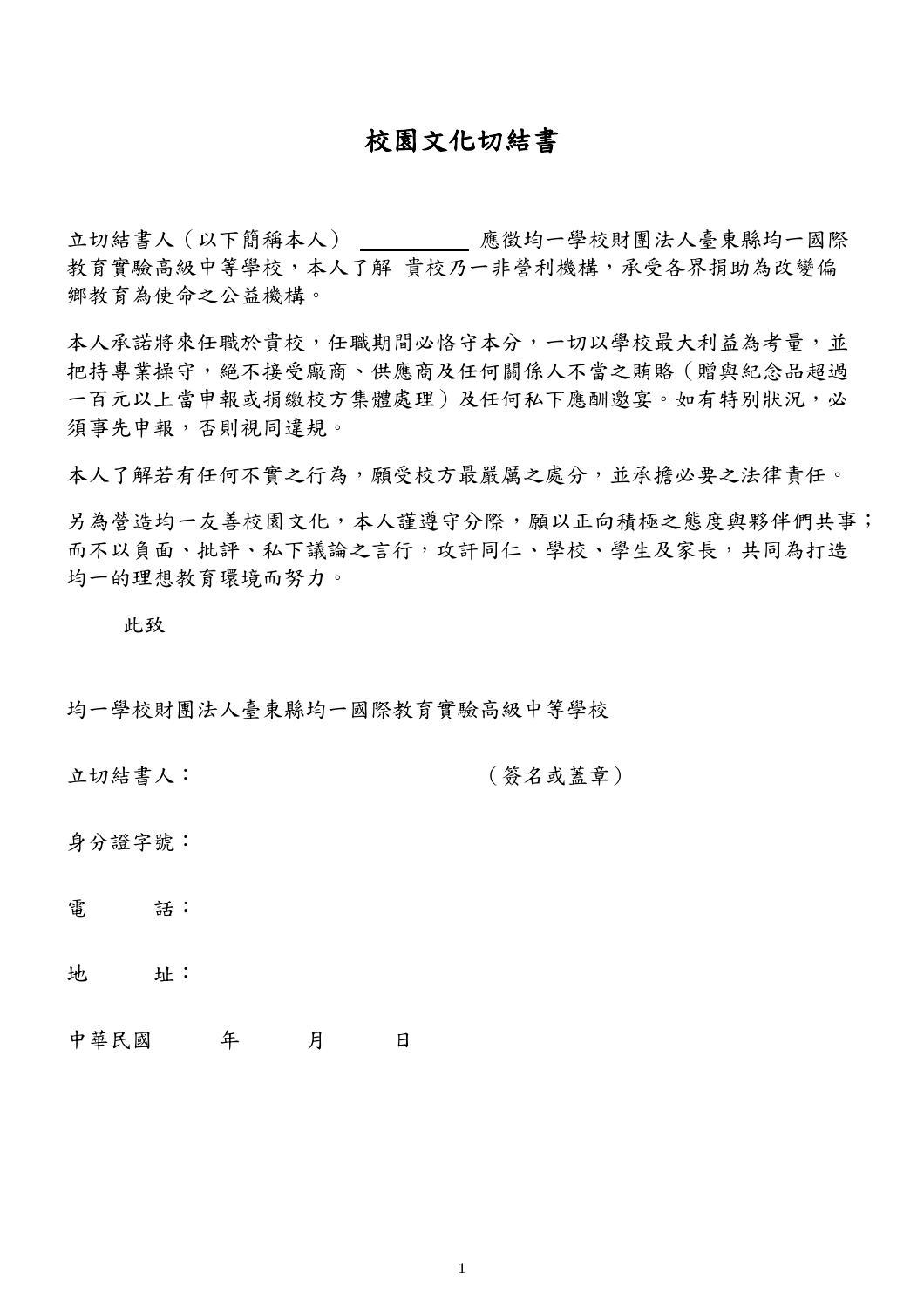# 校園文化切結書

立切結書人（以下簡稱本人）＿＿＿＿＿ 應徵均一學校財團法人臺東縣均一國際教育實驗高級中等學校，本人了解 貴校乃一非營利機構，承受各界捐助為改變偏鄉教育為使命之公益機構。

本人承諾將來任職於貴校，任職期間必恪守本分，一切以學校最大利益為考量，並把持專業操守，絕不接受廠商、供應商及任何關係人不當之賄賂（贈與紀念品超過一百元以上當申報或捐繳校方集體處理）及任何私下應酬邀宴。如有特別狀況，必須事先申報，否則視同違規。

本人了解若有任何不實之行為，願受校方最嚴厲之處分，並承擔必要之法律責任。

另為營造均一友善校園文化，本人謹遵守分際，願以正向積極之態度與夥伴們共事；而不以負面、批評、私下議論之言行，攻訐同仁、學校、學生及家長，共同為打造均一的理想教育環境而努力。

此致

均一學校財團法人臺東縣均一國際教育實驗高級中等學校

立切結書人：　　　　　　　　　　（簽名或蓋章）

身分證字號：

電　　話：

地　　址：

中華民國　　年　　月　　日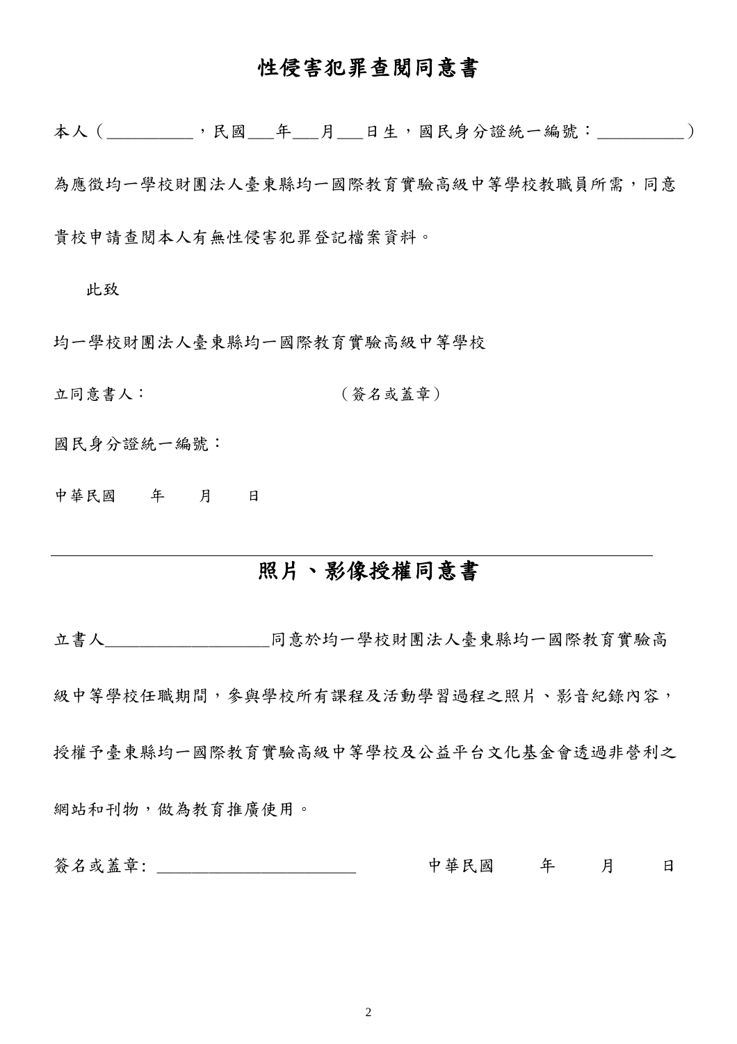# 性侵害犯罪查閱同意書

本人（__________，民國___年___月___日生，國民身分證統一編號：__________）

為應徵均一學校財團法人臺東縣均一國際教育實驗高級中等學校教職員所需，同意

貴校申請查閱本人有無性侵害犯罪登記檔案資料。

此致

均一學校財團法人臺東縣均一國際教育實驗高級中等學校

立同意書人：　　　　　　　　　　（簽名或蓋章）

國民身分證統一編號：

中華民國　　年　　月　　日

---

# 照片、影像授權同意書

立書人___________________同意於均一學校財團法人臺東縣均一國際教育實驗高

級中等學校任職期間，參與學校所有課程及活動學習過程之照片、影音紀錄內容，

授權予臺東縣均一國際教育實驗高級中等學校及公益平台文化基金會透過非營利之

網站和刊物，做為教育推廣使用。

簽名或蓋章: _______________________　　　　中華民國　　年　　月　　日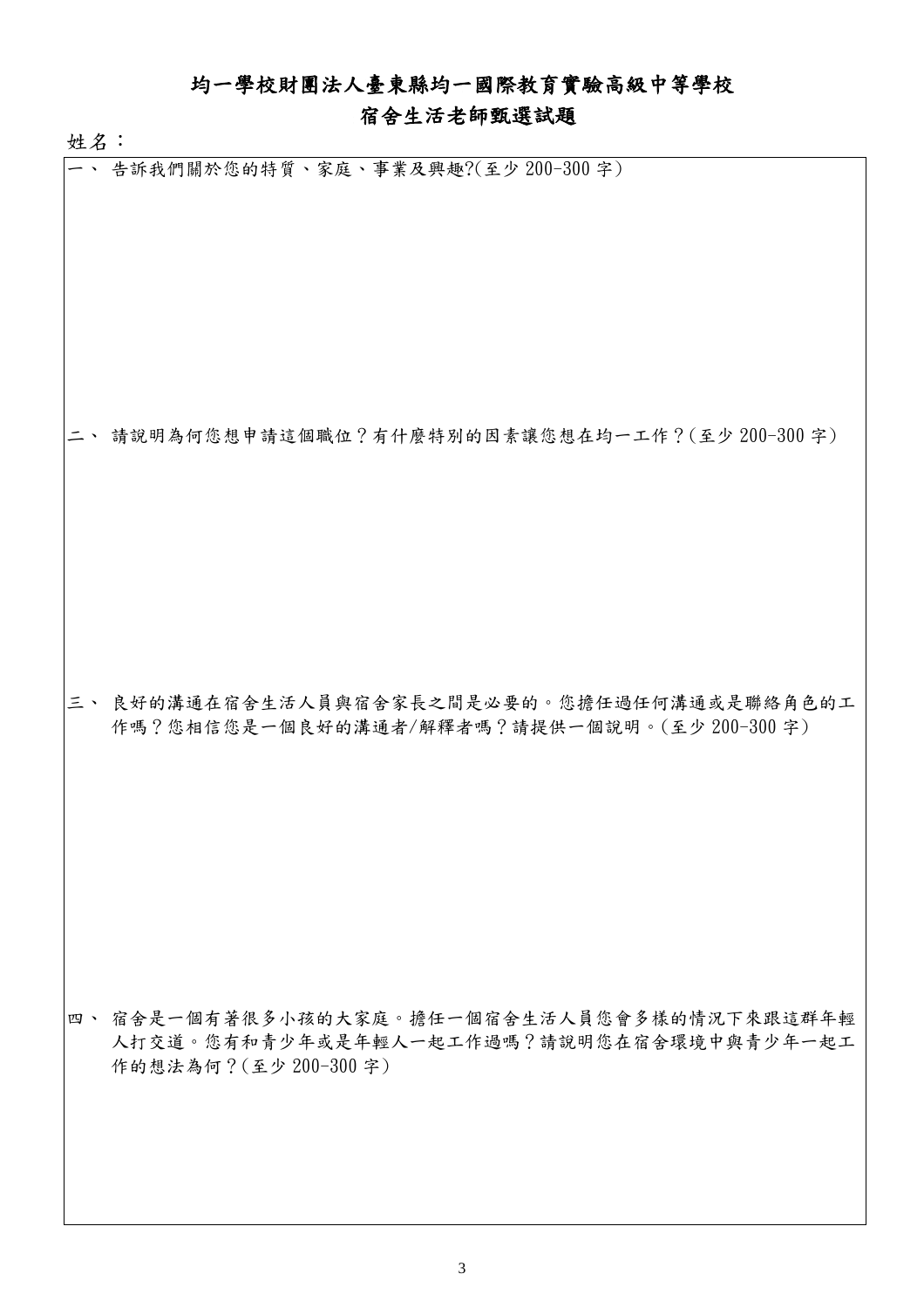# 均一學校財團法人臺東縣均一國際教育實驗高級中等學校

## 宿舍生活老師甄選試題

姓名：

一、 告訴我們關於您的特質、家庭、事業及興趣?(至少 200-300 字)

二、 請說明為何您想申請這個職位？有什麼特別的因素讓您想在均一工作？(至少 200-300 字)

三、 良好的溝通在宿舍生活人員與宿舍家長之間是必要的。您擔任過任何溝通或是聯絡角色的工作嗎？您相信您是一個良好的溝通者/解釋者嗎？請提供一個說明。(至少 200-300 字)

四、 宿舍是一個有著很多小孩的大家庭。擔任一個宿舍生活人員您會多樣的情況下來跟這群年輕人打交道。您有和青少年或是年輕人一起工作過嗎？請說明您在宿舍環境中與青少年一起工作的想法為何？(至少 200-300 字)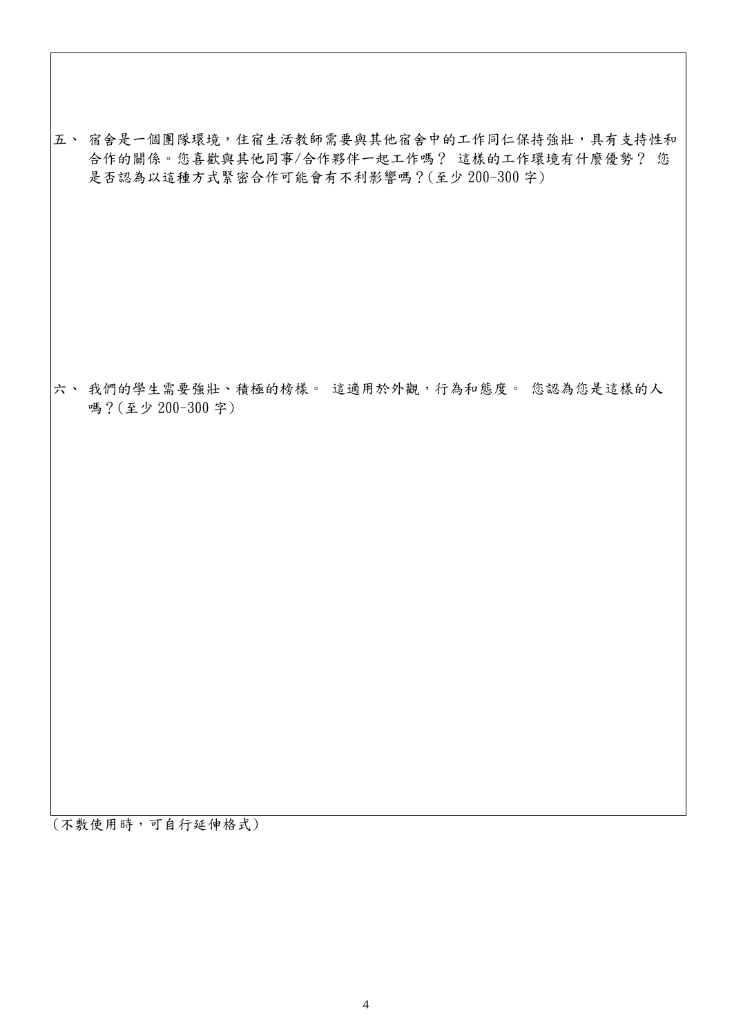五、 宿舍是一個團隊環境，住宿生活教師需要與其他宿舍中的工作同仁保持強壯，具有支持性和合作的關係。您喜歡與其他同事/合作夥伴一起工作嗎？ 這樣的工作環境有什麼優勢？ 您是否認為以這種方式緊密合作可能會有不利影響嗎？(至少 200-300 字)

六、 我們的學生需要強壯、積極的榜樣。 這適用於外觀，行為和態度。 您認為您是這樣的人嗎？(至少 200-300 字)

(不敷使用時，可自行延伸格式)